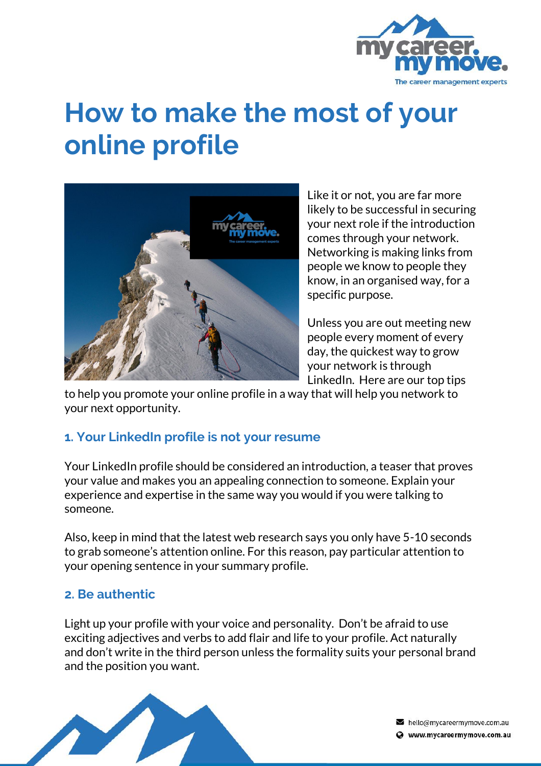# How to make the most of your online profile

Like it or not, you are far more likely to be successful in securing your next role if the introduction comes through your network. Networking is making links from people we know to people they know, in an organised way, for a specific purpose.

Unless you are out meeting new people every moment of every day, the quickest way to grow your network is through LinkedIn. Here are our top tips to help you promote your online profile in a way that will help you network to your next opportunity.

### 1. Your LinkedIn profile is not your resume

Your LinkedIn profile should be considered an introduction, a teaser that proves your value and makes you an appealing connection to someone. Explain your experience and expertise in the same way you would if you were talking to someone.

Also, keep in mind that the latest web research says you only have 5-10 seconds to grab someone's attention online. For this reason, pay particular attention to your opening sentence in your summary profile.

### 2. Be authentic

Light up your profile with your voice and personality. Don't be afraid to use exciting adjectives and verbs to add flair and life to your profile. Act naturally and don't write in the third person unless the formality suits your personal brand and the position you want.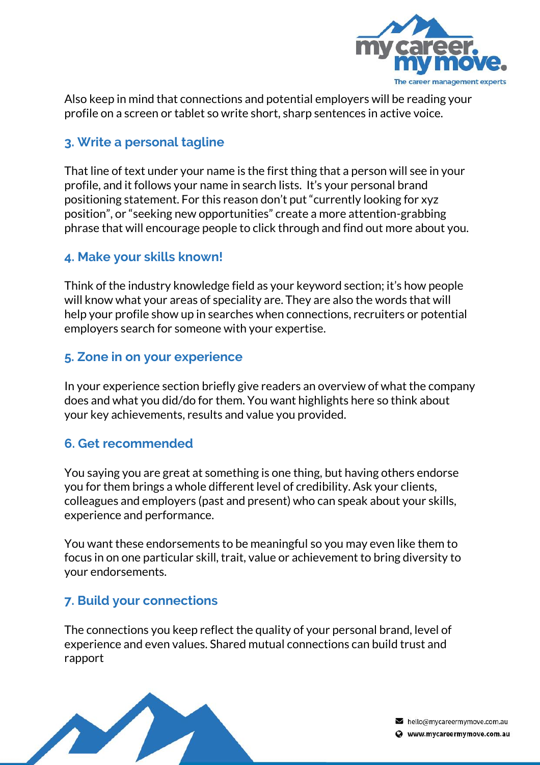Also keep in mind that connections and potential employers will be reading your profile on a screen or tablet so write short, sharp sentences in active voice.

### 3. Write a personal tagline

That line of text under your name is the first thing that a person will see in your profile, and it follows your name in search lists.  It's your personal brand positioning statement. For this reason don't put "currently looking for xyz position", or "seeking new opportunities" create a more attention-grabbing phrase that will encourage people to click through and find out more about you.

### 4. Make your skills known!

Think of the industry knowledge field as your keyword section; it's how people will know what your areas of speciality are. They are also the words that will help your profile show up in searches when connections, recruiters or potential employers search for someone with your expertise.

### 5. Zone in on your experience

In your experience section briefly give readers an overview of what the company does and what you did/do for them. You want highlights here so think about your key achievements, results and value you provided.

### 6. Get recommended

You saying you are great at something is one thing, but having others endorse you for them brings a whole different level of credibility. Ask your clients, colleagues and employers (past and present) who can speak about your skills, experience and performance.

You want these endorsements to be meaningful so you may even like them to focus in on one particular skill, trait, value or achievement to bring diversity to your endorsements.

### 7. Build your connections

The connections you keep reflect the quality of your personal brand, level of experience and even values. Shared mutual connections can build trust and rapport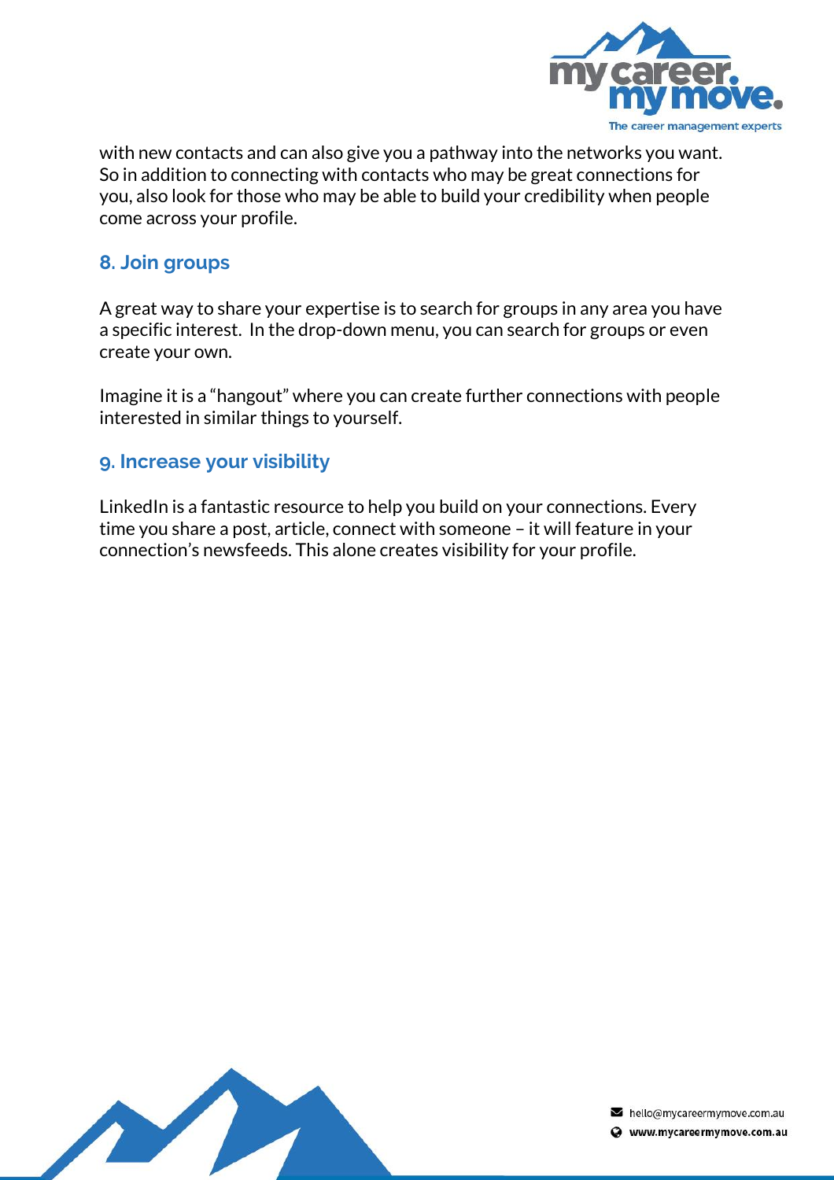with new contacts and can also give you a pathway into the networks you want. So in addition to connecting with contacts who may be great connections for you, also look for those who may be able to build your credibility when people come across your profile.

### 8. Join groups

A great way to share your expertise is to search for groups in any area you have a specific interest. In the drop-down menu, you can search for groups or even create your own.

Imagine it is a "hangout" where you can create further connections with people interested in similar things to yourself.

### 9. Increase your visibility

LinkedIn is a fantastic resource to help you build on your connections. Every time you share a post, article, connect with someone – it will feature in your connection's newsfeeds. This alone creates visibility for your profile.